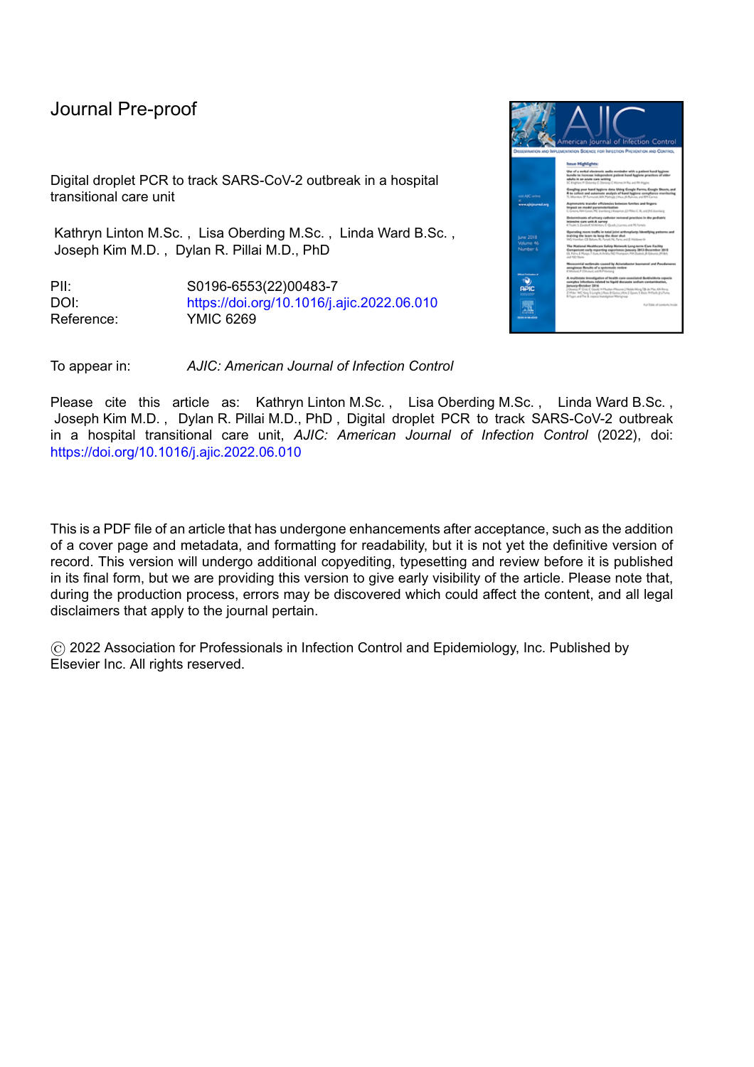Journal Pre-proof

Digital droplet PCR to track SARS-CoV-2 outbreak in a hospital transitional care unit

Kathryn Linton M.Sc. , Lisa Oberding M.Sc. , Linda Ward B.Sc. , Joseph Kim M.D. , Dylan R. Pillai M.D., PhD

PII: S0196-6553(22)00483-7
DOI: https://doi.org/10.1016/j.ajic.2022.06.010
Reference: YMIC 6269

To appear in: *AJIC: American Journal of Infection Control*

Please cite this article as: Kathryn Linton M.Sc. , Lisa Oberding M.Sc. , Linda Ward B.Sc. , Joseph Kim M.D. , Dylan R. Pillai M.D., PhD , Digital droplet PCR to track SARS-CoV-2 outbreak in a hospital transitional care unit, *AJIC: American Journal of Infection Control* (2022), doi: https://doi.org/10.1016/j.ajic.2022.06.010

This is a PDF file of an article that has undergone enhancements after acceptance, such as the addition of a cover page and metadata, and formatting for readability, but it is not yet the definitive version of record. This version will undergo additional copyediting, typesetting and review before it is published in its final form, but we are providing this version to give early visibility of the article. Please note that, during the production process, errors may be discovered which could affect the content, and all legal disclaimers that apply to the journal pertain.

© 2022 Association for Professionals in Infection Control and Epidemiology, Inc. Published by Elsevier Inc. All rights reserved.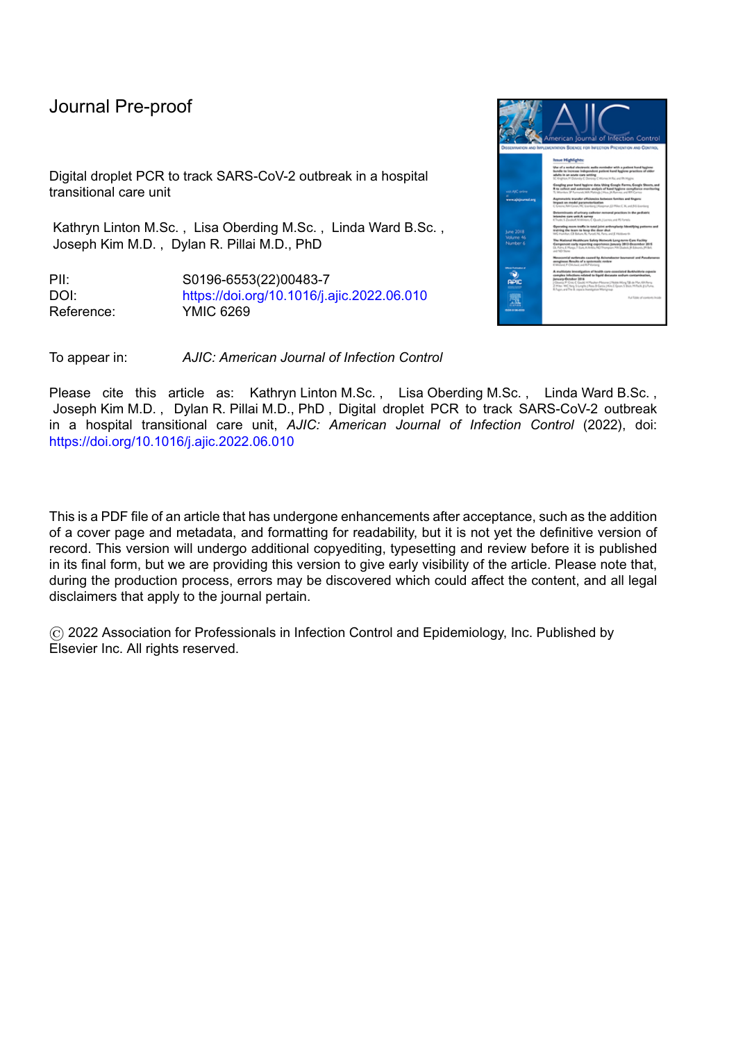Journal Pre-proof

Digital droplet PCR to track SARS-CoV-2 outbreak in a hospital transitional care unit

Kathryn Linton M.Sc. , Lisa Oberding M.Sc. , Linda Ward B.Sc. , Joseph Kim M.D. , Dylan R. Pillai M.D., PhD

PII: S0196-6553(22)00483-7
DOI: https://doi.org/10.1016/j.ajic.2022.06.010
Reference: YMIC 6269

To appear in: *AJIC: American Journal of Infection Control*

Please cite this article as: Kathryn Linton M.Sc. , Lisa Oberding M.Sc. , Linda Ward B.Sc. , Joseph Kim M.D. , Dylan R. Pillai M.D., PhD , Digital droplet PCR to track SARS-CoV-2 outbreak in a hospital transitional care unit, *AJIC: American Journal of Infection Control* (2022), doi: https://doi.org/10.1016/j.ajic.2022.06.010

This is a PDF file of an article that has undergone enhancements after acceptance, such as the addition of a cover page and metadata, and formatting for readability, but it is not yet the definitive version of record. This version will undergo additional copyediting, typesetting and review before it is published in its final form, but we are providing this version to give early visibility of the article. Please note that, during the production process, errors may be discovered which could affect the content, and all legal disclaimers that apply to the journal pertain.

© 2022 Association for Professionals in Infection Control and Epidemiology, Inc. Published by Elsevier Inc. All rights reserved.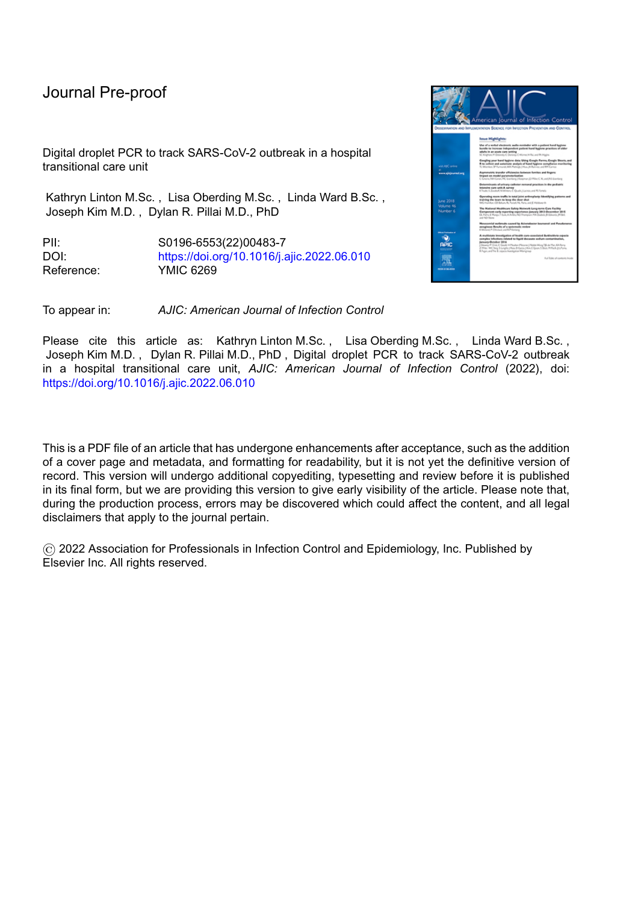# Journal Pre-proof

Digital droplet PCR to track SARS-CoV-2 outbreak in a hospital transitional care unit

Kathryn Linton M.Sc. , Lisa Oberding M.Sc. , Linda Ward B.Sc. , Joseph Kim M.D. , Dylan R. Pillai M.D., PhD

PII: S0196-6553(22)00483-7
DOI: https://doi.org/10.1016/j.ajic.2022.06.010
Reference: YMIC 6269

To appear in: *AJIC: American Journal of Infection Control*

Please cite this article as: Kathryn Linton M.Sc. , Lisa Oberding M.Sc. , Linda Ward B.Sc. , Joseph Kim M.D. , Dylan R. Pillai M.D., PhD , Digital droplet PCR to track SARS-CoV-2 outbreak in a hospital transitional care unit, *AJIC: American Journal of Infection Control* (2022), doi: https://doi.org/10.1016/j.ajic.2022.06.010

This is a PDF file of an article that has undergone enhancements after acceptance, such as the addition of a cover page and metadata, and formatting for readability, but it is not yet the definitive version of record. This version will undergo additional copyediting, typesetting and review before it is published in its final form, but we are providing this version to give early visibility of the article. Please note that, during the production process, errors may be discovered which could affect the content, and all legal disclaimers that apply to the journal pertain.

© 2022 Association for Professionals in Infection Control and Epidemiology, Inc. Published by Elsevier Inc. All rights reserved.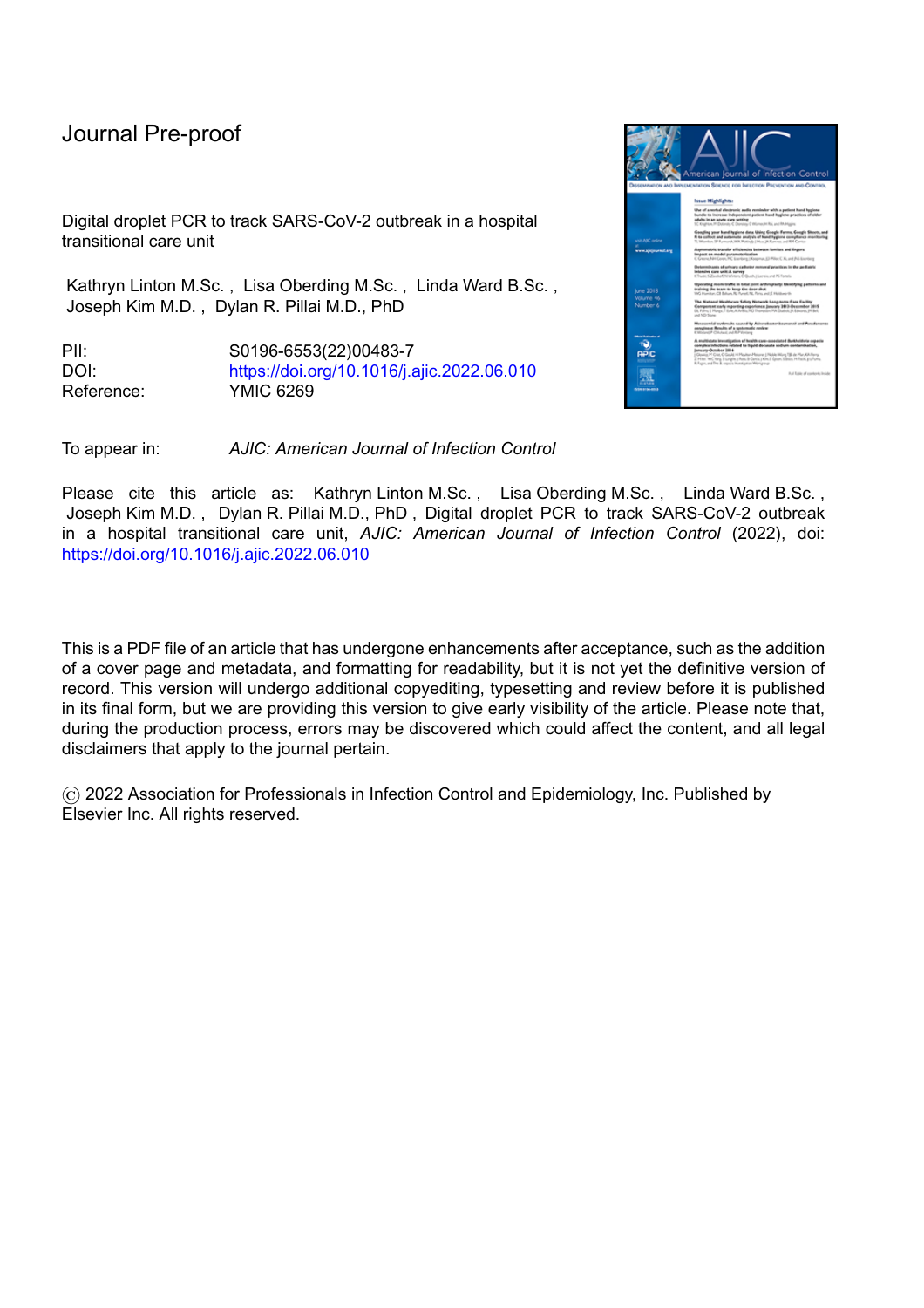Journal Pre-proof

Digital droplet PCR to track SARS-CoV-2 outbreak in a hospital transitional care unit

Kathryn Linton M.Sc. , Lisa Oberding M.Sc. , Linda Ward B.Sc. , Joseph Kim M.D. , Dylan R. Pillai M.D., PhD

PII: S0196-6553(22)00483-7
DOI: https://doi.org/10.1016/j.ajic.2022.06.010
Reference: YMIC 6269

To appear in: *AJIC: American Journal of Infection Control*

Please cite this article as: Kathryn Linton M.Sc. , Lisa Oberding M.Sc. , Linda Ward B.Sc. , Joseph Kim M.D. , Dylan R. Pillai M.D., PhD , Digital droplet PCR to track SARS-CoV-2 outbreak in a hospital transitional care unit, *AJIC: American Journal of Infection Control* (2022), doi: https://doi.org/10.1016/j.ajic.2022.06.010

This is a PDF file of an article that has undergone enhancements after acceptance, such as the addition of a cover page and metadata, and formatting for readability, but it is not yet the definitive version of record. This version will undergo additional copyediting, typesetting and review before it is published in its final form, but we are providing this version to give early visibility of the article. Please note that, during the production process, errors may be discovered which could affect the content, and all legal disclaimers that apply to the journal pertain.

© 2022 Association for Professionals in Infection Control and Epidemiology, Inc. Published by Elsevier Inc. All rights reserved.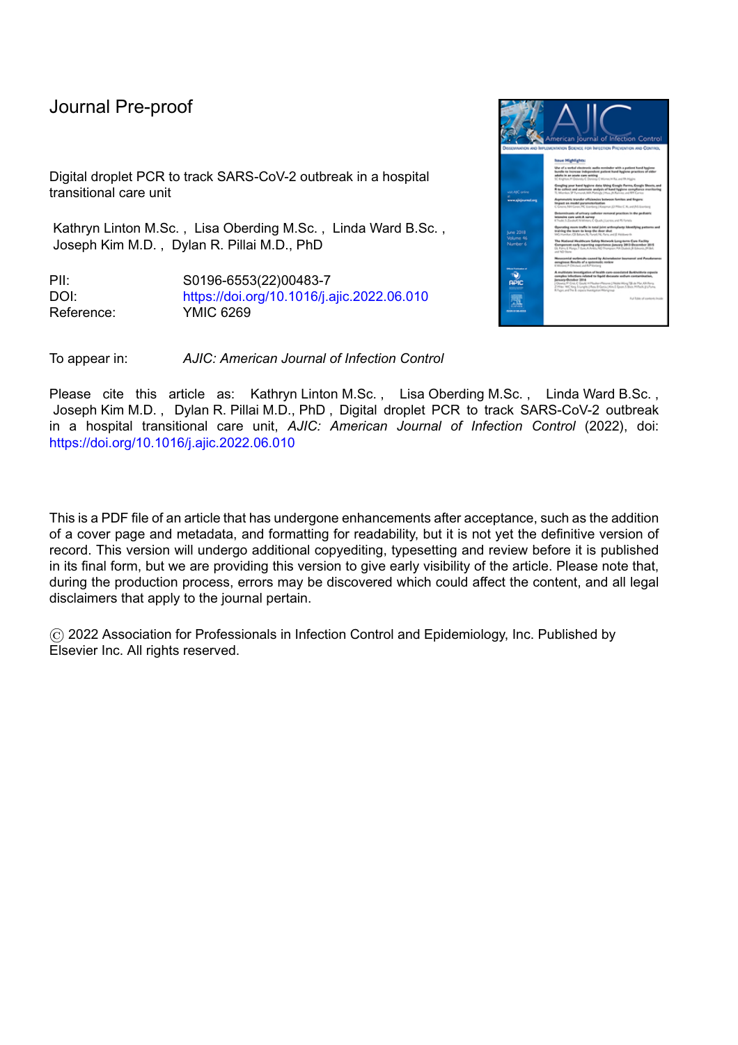Journal Pre-proof

Digital droplet PCR to track SARS-CoV-2 outbreak in a hospital transitional care unit

Kathryn Linton M.Sc. , Lisa Oberding M.Sc. , Linda Ward B.Sc. , Joseph Kim M.D. , Dylan R. Pillai M.D., PhD

PII: S0196-6553(22)00483-7
DOI: https://doi.org/10.1016/j.ajic.2022.06.010
Reference: YMIC 6269

To appear in: *AJIC: American Journal of Infection Control*

Please cite this article as: Kathryn Linton M.Sc. , Lisa Oberding M.Sc. , Linda Ward B.Sc. , Joseph Kim M.D. , Dylan R. Pillai M.D., PhD , Digital droplet PCR to track SARS-CoV-2 outbreak in a hospital transitional care unit, *AJIC: American Journal of Infection Control* (2022), doi: https://doi.org/10.1016/j.ajic.2022.06.010

This is a PDF file of an article that has undergone enhancements after acceptance, such as the addition of a cover page and metadata, and formatting for readability, but it is not yet the definitive version of record. This version will undergo additional copyediting, typesetting and review before it is published in its final form, but we are providing this version to give early visibility of the article. Please note that, during the production process, errors may be discovered which could affect the content, and all legal disclaimers that apply to the journal pertain.

© 2022 Association for Professionals in Infection Control and Epidemiology, Inc. Published by Elsevier Inc. All rights reserved.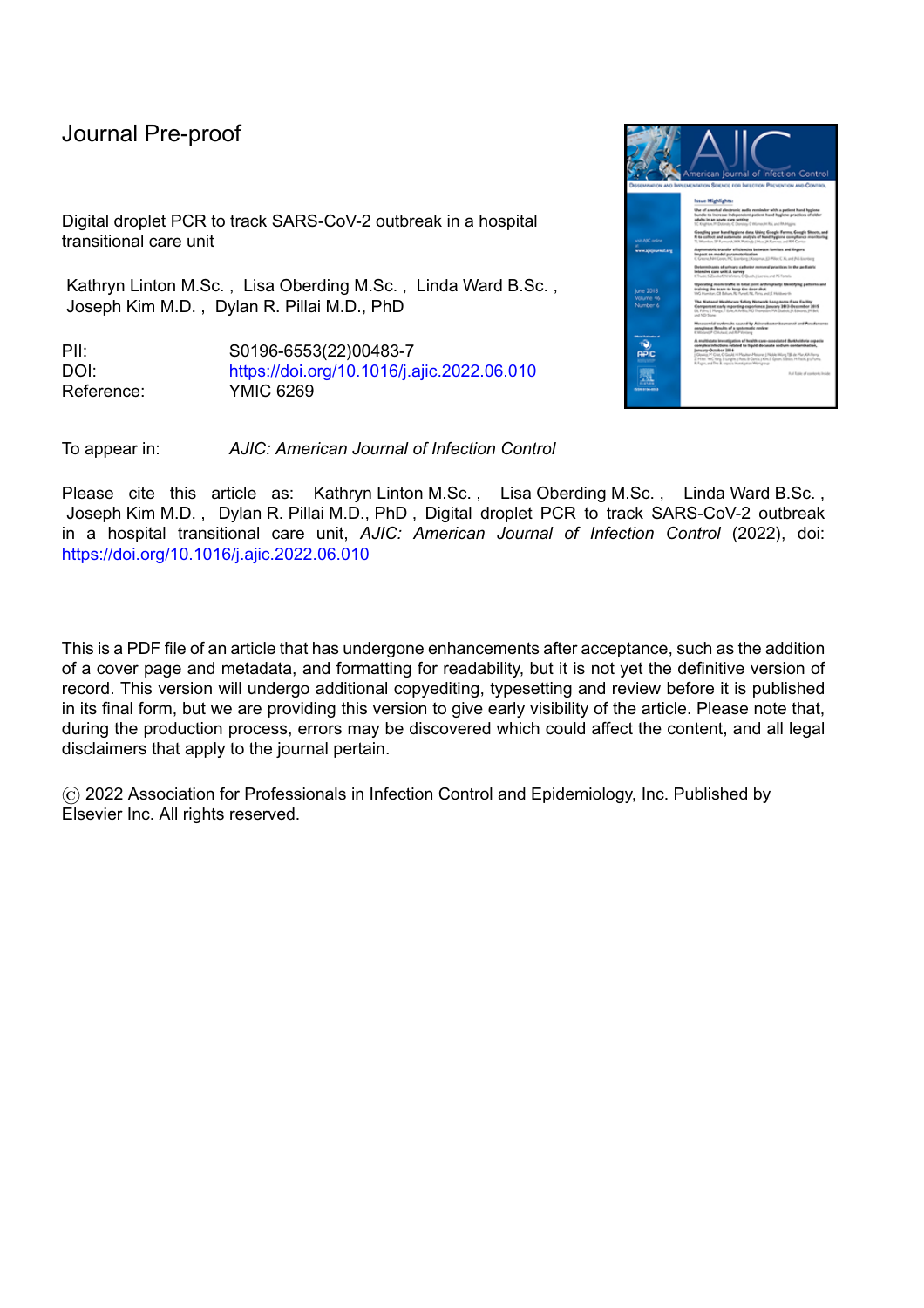Journal Pre-proof

Digital droplet PCR to track SARS-CoV-2 outbreak in a hospital transitional care unit

Kathryn Linton M.Sc. , Lisa Oberding M.Sc. , Linda Ward B.Sc. , Joseph Kim M.D. , Dylan R. Pillai M.D., PhD

PII: S0196-6553(22)00483-7
DOI: https://doi.org/10.1016/j.ajic.2022.06.010
Reference: YMIC 6269

To appear in: *AJIC: American Journal of Infection Control*

Please cite this article as: Kathryn Linton M.Sc. , Lisa Oberding M.Sc. , Linda Ward B.Sc. , Joseph Kim M.D. , Dylan R. Pillai M.D., PhD , Digital droplet PCR to track SARS-CoV-2 outbreak in a hospital transitional care unit, *AJIC: American Journal of Infection Control* (2022), doi: https://doi.org/10.1016/j.ajic.2022.06.010

This is a PDF file of an article that has undergone enhancements after acceptance, such as the addition of a cover page and metadata, and formatting for readability, but it is not yet the definitive version of record. This version will undergo additional copyediting, typesetting and review before it is published in its final form, but we are providing this version to give early visibility of the article. Please note that, during the production process, errors may be discovered which could affect the content, and all legal disclaimers that apply to the journal pertain.

© 2022 Association for Professionals in Infection Control and Epidemiology, Inc. Published by Elsevier Inc. All rights reserved.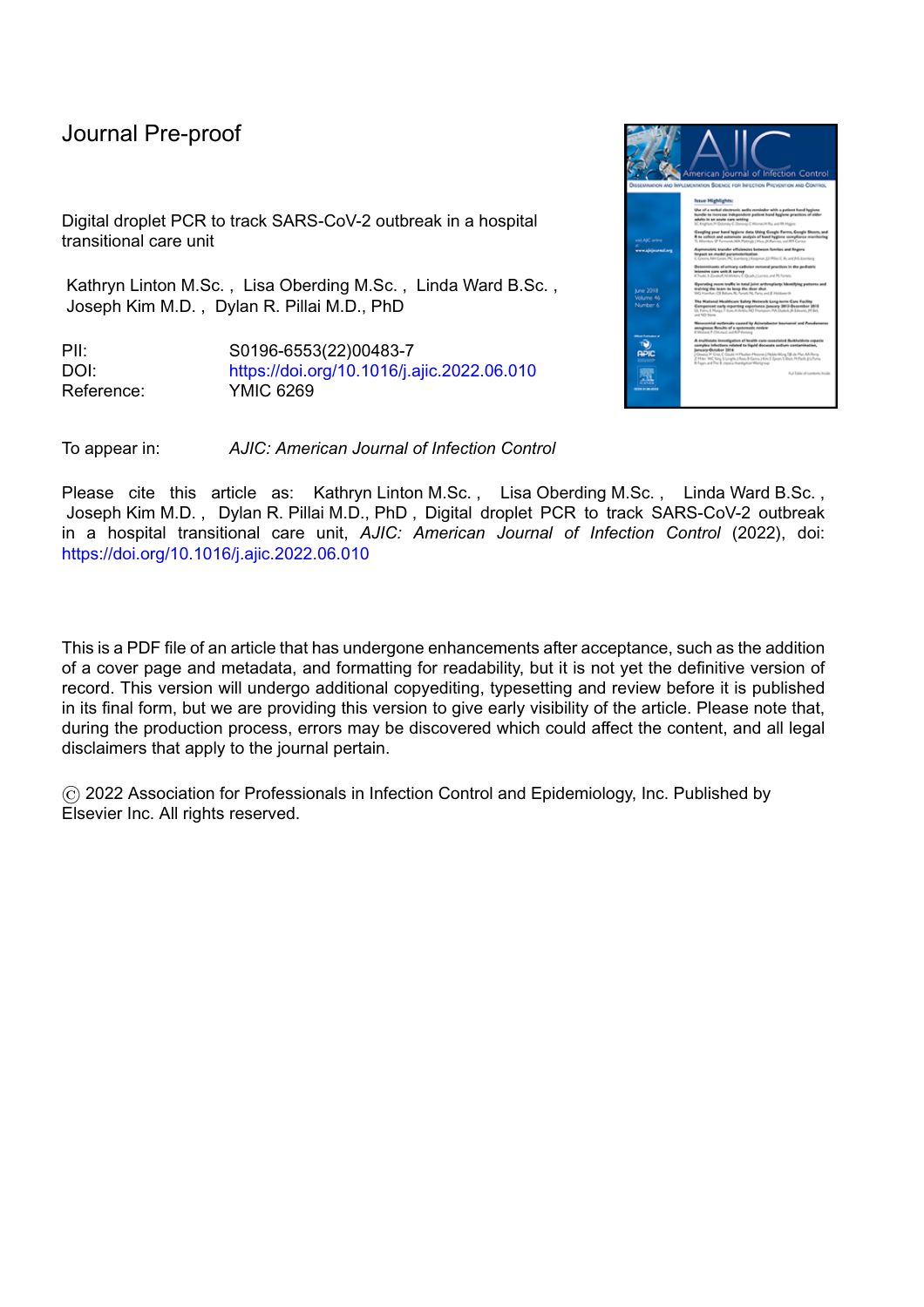# Journal Pre-proof

Digital droplet PCR to track SARS-CoV-2 outbreak in a hospital transitional care unit

Kathryn Linton M.Sc. , Lisa Oberding M.Sc. , Linda Ward B.Sc. , Joseph Kim M.D. , Dylan R. Pillai M.D., PhD

PII: S0196-6553(22)00483-7
DOI: https://doi.org/10.1016/j.ajic.2022.06.010
Reference: YMIC 6269

To appear in: *AJIC: American Journal of Infection Control*

Please cite this article as: Kathryn Linton M.Sc. , Lisa Oberding M.Sc. , Linda Ward B.Sc. , Joseph Kim M.D. , Dylan R. Pillai M.D., PhD , Digital droplet PCR to track SARS-CoV-2 outbreak in a hospital transitional care unit, *AJIC: American Journal of Infection Control* (2022), doi: https://doi.org/10.1016/j.ajic.2022.06.010

This is a PDF file of an article that has undergone enhancements after acceptance, such as the addition of a cover page and metadata, and formatting for readability, but it is not yet the definitive version of record. This version will undergo additional copyediting, typesetting and review before it is published in its final form, but we are providing this version to give early visibility of the article. Please note that, during the production process, errors may be discovered which could affect the content, and all legal disclaimers that apply to the journal pertain.

© 2022 Association for Professionals in Infection Control and Epidemiology, Inc. Published by Elsevier Inc. All rights reserved.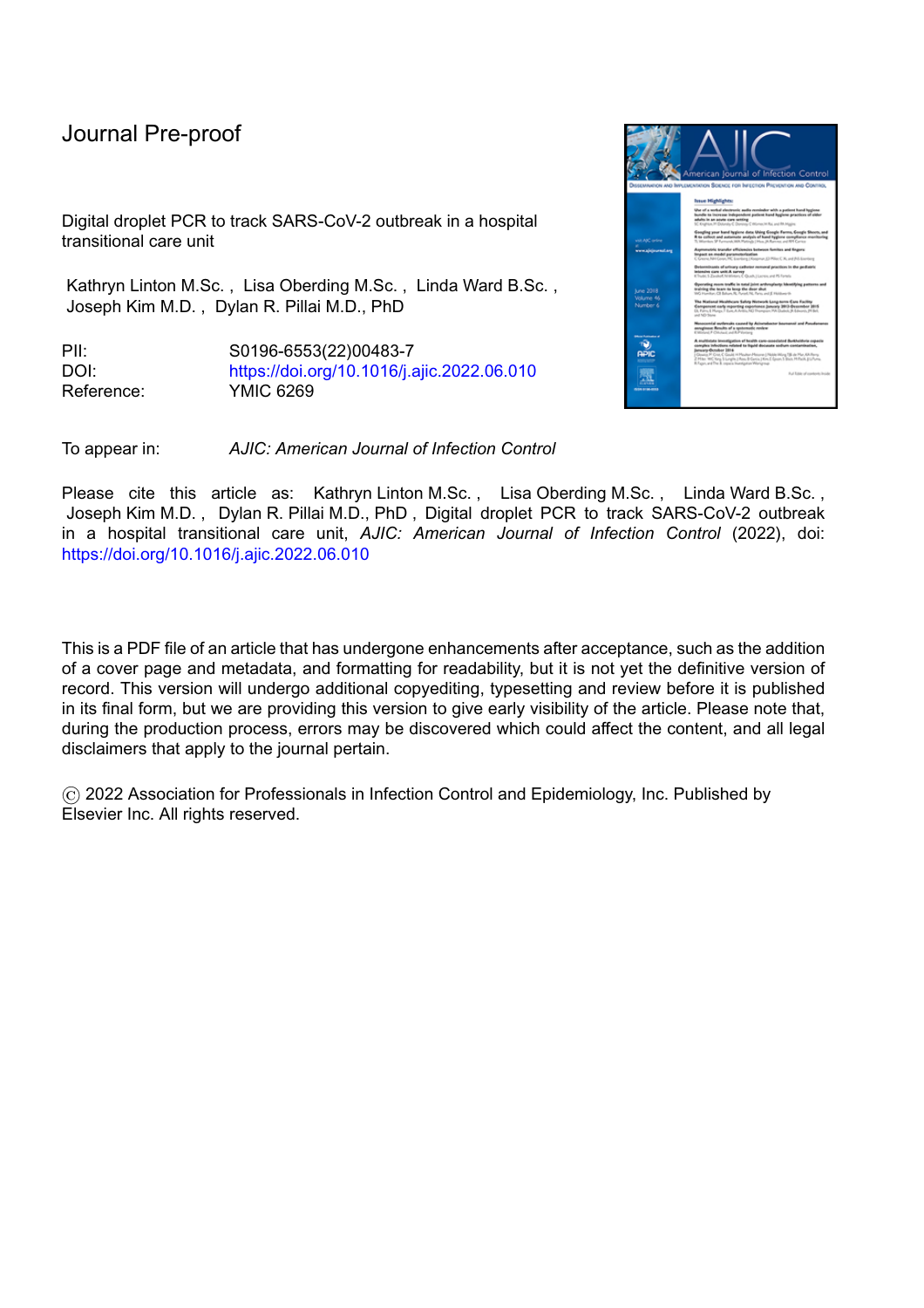Journal Pre-proof

Digital droplet PCR to track SARS-CoV-2 outbreak in a hospital transitional care unit

Kathryn Linton M.Sc. , Lisa Oberding M.Sc. , Linda Ward B.Sc. , Joseph Kim M.D. , Dylan R. Pillai M.D., PhD

PII: S0196-6553(22)00483-7
DOI: https://doi.org/10.1016/j.ajic.2022.06.010
Reference: YMIC 6269

To appear in: *AJIC: American Journal of Infection Control*

Please cite this article as: Kathryn Linton M.Sc. , Lisa Oberding M.Sc. , Linda Ward B.Sc. , Joseph Kim M.D. , Dylan R. Pillai M.D., PhD , Digital droplet PCR to track SARS-CoV-2 outbreak in a hospital transitional care unit, *AJIC: American Journal of Infection Control* (2022), doi: https://doi.org/10.1016/j.ajic.2022.06.010

This is a PDF file of an article that has undergone enhancements after acceptance, such as the addition of a cover page and metadata, and formatting for readability, but it is not yet the definitive version of record. This version will undergo additional copyediting, typesetting and review before it is published in its final form, but we are providing this version to give early visibility of the article. Please note that, during the production process, errors may be discovered which could affect the content, and all legal disclaimers that apply to the journal pertain.

© 2022 Association for Professionals in Infection Control and Epidemiology, Inc. Published by Elsevier Inc. All rights reserved.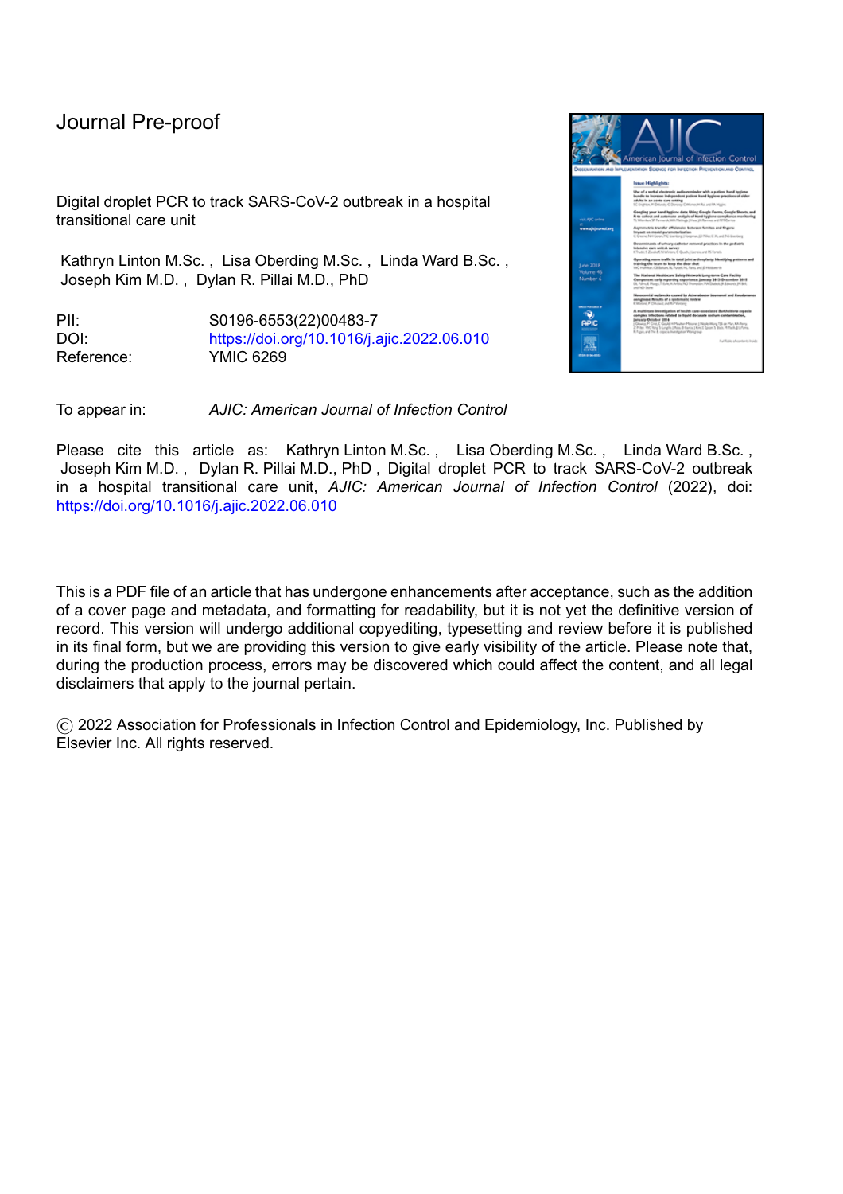Journal Pre-proof

Digital droplet PCR to track SARS-CoV-2 outbreak in a hospital transitional care unit

Kathryn Linton M.Sc. , Lisa Oberding M.Sc. , Linda Ward B.Sc. , Joseph Kim M.D. , Dylan R. Pillai M.D., PhD

| | |
|---|---|
| PII: | S0196-6553(22)00483-7 |
| DOI: | https://doi.org/10.1016/j.ajic.2022.06.010 |
| Reference: | YMIC 6269 |

To appear in: *AJIC: American Journal of Infection Control*

Please cite this article as: Kathryn Linton M.Sc. , Lisa Oberding M.Sc. , Linda Ward B.Sc. , Joseph Kim M.D. , Dylan R. Pillai M.D., PhD , Digital droplet PCR to track SARS-CoV-2 outbreak in a hospital transitional care unit, *AJIC: American Journal of Infection Control* (2022), doi: https://doi.org/10.1016/j.ajic.2022.06.010

This is a PDF file of an article that has undergone enhancements after acceptance, such as the addition of a cover page and metadata, and formatting for readability, but it is not yet the definitive version of record. This version will undergo additional copyediting, typesetting and review before it is published in its final form, but we are providing this version to give early visibility of the article. Please note that, during the production process, errors may be discovered which could affect the content, and all legal disclaimers that apply to the journal pertain.

© 2022 Association for Professionals in Infection Control and Epidemiology, Inc. Published by Elsevier Inc. All rights reserved.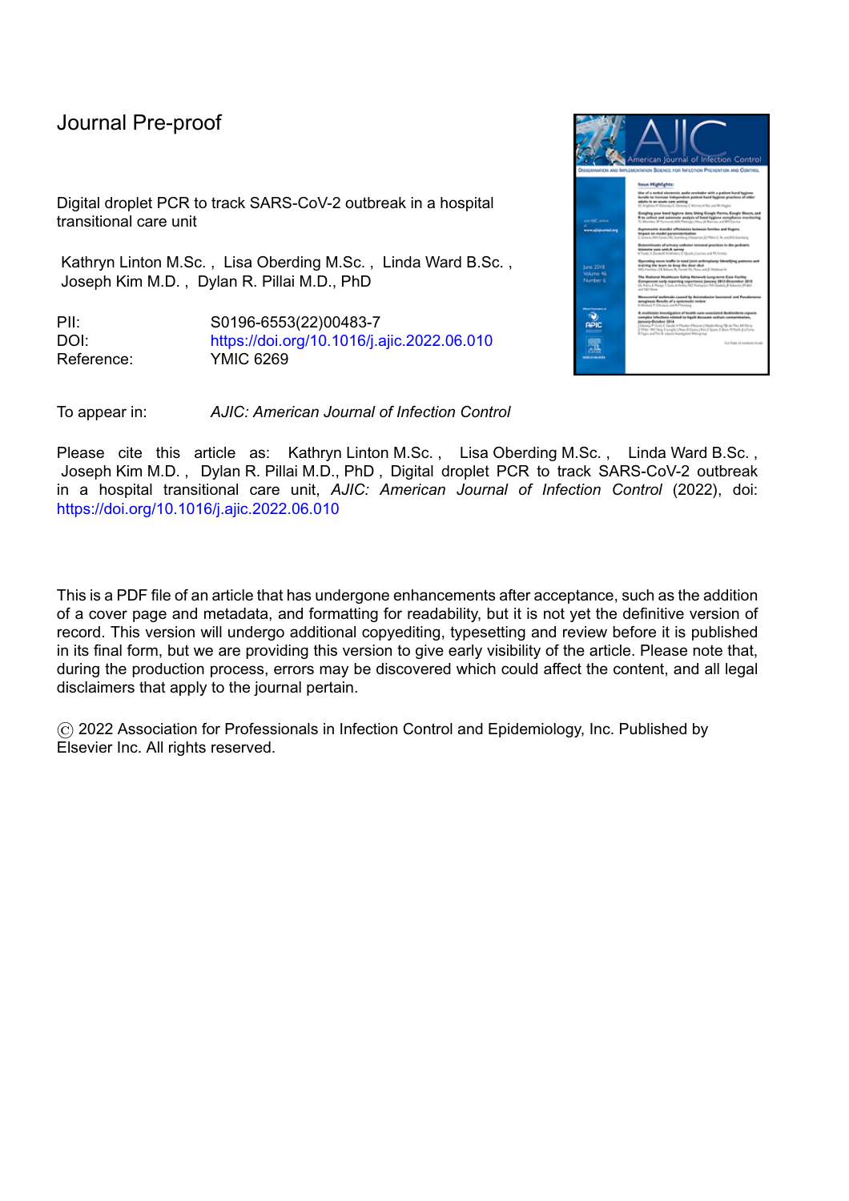Journal Pre-proof

Digital droplet PCR to track SARS-CoV-2 outbreak in a hospital transitional care unit

Kathryn Linton M.Sc. , Lisa Oberding M.Sc. , Linda Ward B.Sc. , Joseph Kim M.D. , Dylan R. Pillai M.D., PhD

| | |
|---|---|
| PII: | S0196-6553(22)00483-7 |
| DOI: | https://doi.org/10.1016/j.ajic.2022.06.010 |
| Reference: | YMIC 6269 |

To appear in: *AJIC: American Journal of Infection Control*

Please cite this article as: Kathryn Linton M.Sc. , Lisa Oberding M.Sc. , Linda Ward B.Sc. , Joseph Kim M.D. , Dylan R. Pillai M.D., PhD , Digital droplet PCR to track SARS-CoV-2 outbreak in a hospital transitional care unit, *AJIC: American Journal of Infection Control* (2022), doi: https://doi.org/10.1016/j.ajic.2022.06.010

This is a PDF file of an article that has undergone enhancements after acceptance, such as the addition of a cover page and metadata, and formatting for readability, but it is not yet the definitive version of record. This version will undergo additional copyediting, typesetting and review before it is published in its final form, but we are providing this version to give early visibility of the article. Please note that, during the production process, errors may be discovered which could affect the content, and all legal disclaimers that apply to the journal pertain.

© 2022 Association for Professionals in Infection Control and Epidemiology, Inc. Published by Elsevier Inc. All rights reserved.